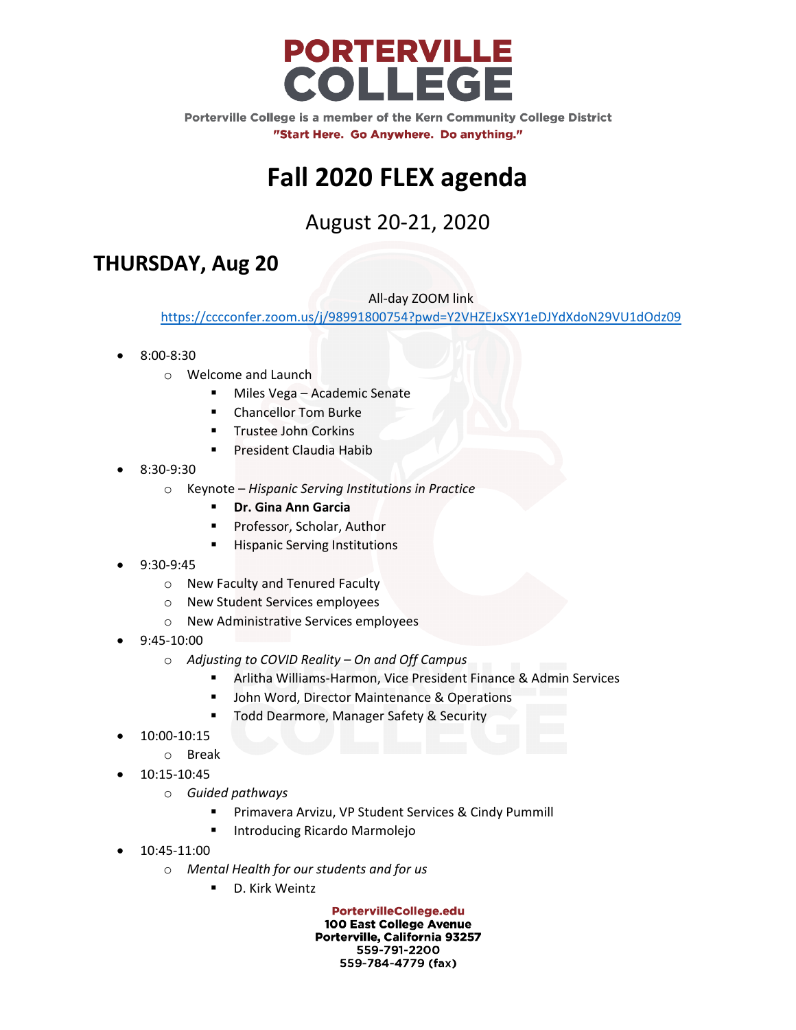# PORTERVILLE COLLEGE

Porterville College is a member of the Kern Community College District

"Start Here. Go Anywhere. Do anything."

# Fall 2020 FLEX agenda

## August 20-21, 2020

## THURSDAY, Aug 20

All-day ZOOM link

https://cccconfer.zoom.us/j/98991800754?pwd=Y2VHZEJxSXY1eDJYdXdoN29VU1dOdz09

- 8:00-8:30
    - Welcome and Launch
        - Miles Vega – Academic Senate
        - Chancellor Tom Burke
        - Trustee John Corkins
        - President Claudia Habib
- 8:30-9:30
    - Keynote – *Hispanic Serving Institutions in Practice*
        - **Dr. Gina Ann Garcia**
        - Professor, Scholar, Author
        - Hispanic Serving Institutions
- 9:30-9:45
    - New Faculty and Tenured Faculty
    - New Student Services employees
    - New Administrative Services employees
- 9:45-10:00
    - *Adjusting to COVID Reality – On and Off Campus*
        - Arlitha Williams-Harmon, Vice President Finance & Admin Services
        - John Word, Director Maintenance & Operations
        - Todd Dearmore, Manager Safety & Security
- 10:00-10:15
    - Break
- 10:15-10:45
    - *Guided pathways*
        - Primavera Arvizu, VP Student Services & Cindy Pummill
        - Introducing Ricardo Marmolejo
- 10:45-11:00
    - *Mental Health for our students and for us*
        - D. Kirk Weintz

PortervilleCollege.edu
100 East College Avenue
Porterville, California 93257
559-791-2200
559-784-4779 (fax)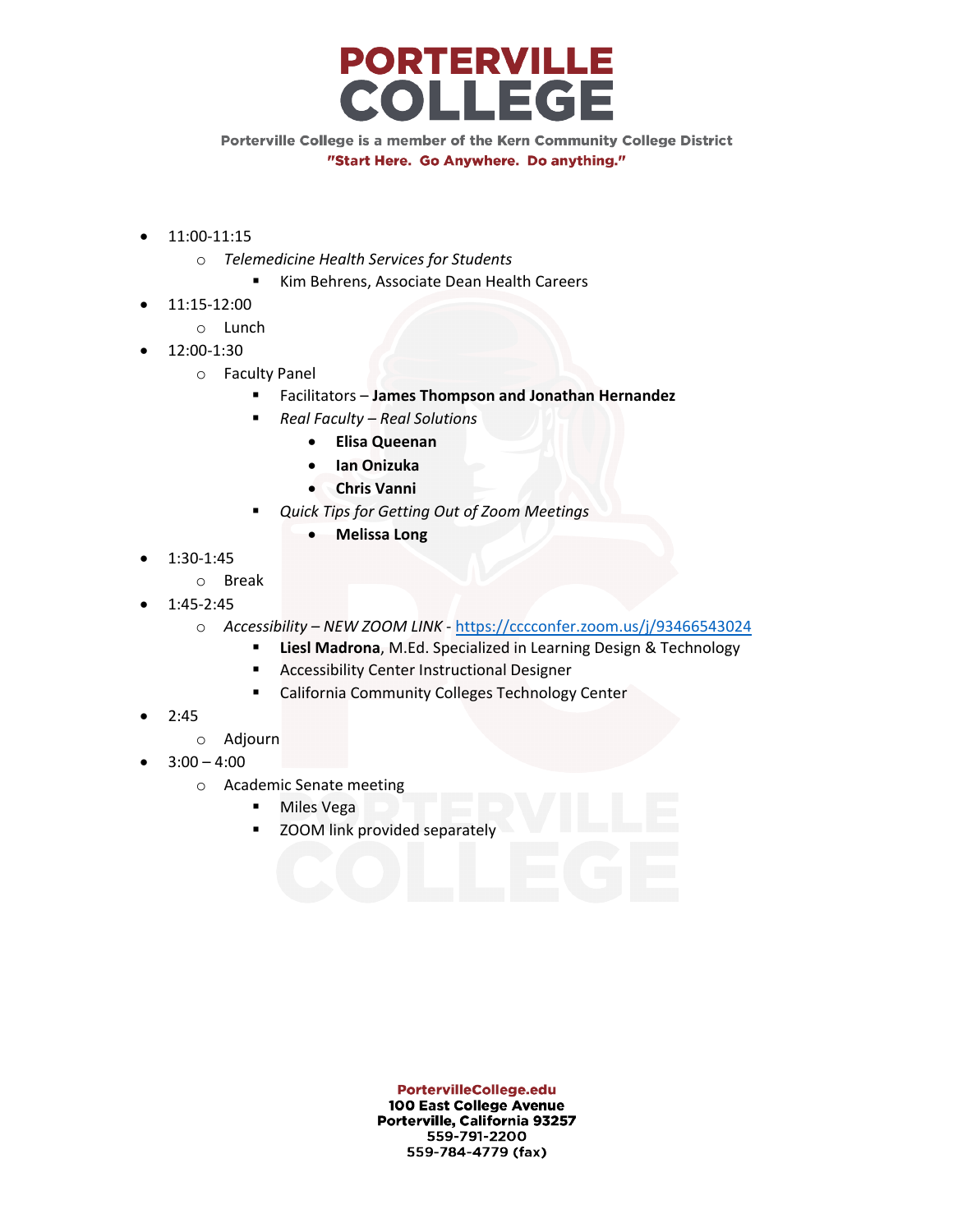- 11:00-11:15
    - *Telemedicine Health Services for Students*
        - Kim Behrens, Associate Dean Health Careers
- 11:15-12:00
    - Lunch
- 12:00-1:30
    - Faculty Panel
        - Facilitators – **James Thompson and Jonathan Hernandez**
        - *Real Faculty – Real Solutions*
            - **Elisa Queenan**
            - **Ian Onizuka**
            - **Chris Vanni**
        - *Quick Tips for Getting Out of Zoom Meetings*
            - **Melissa Long**
- 1:30-1:45
    - Break
- 1:45-2:45
    - *Accessibility – NEW ZOOM LINK* - https://cccconfer.zoom.us/j/93466543024
        - **Liesl Madrona**, M.Ed. Specialized in Learning Design & Technology
        - Accessibility Center Instructional Designer
        - California Community Colleges Technology Center
- 2:45
    - Adjourn
- 3:00 – 4:00
    - Academic Senate meeting
        - Miles Vega
        - ZOOM link provided separately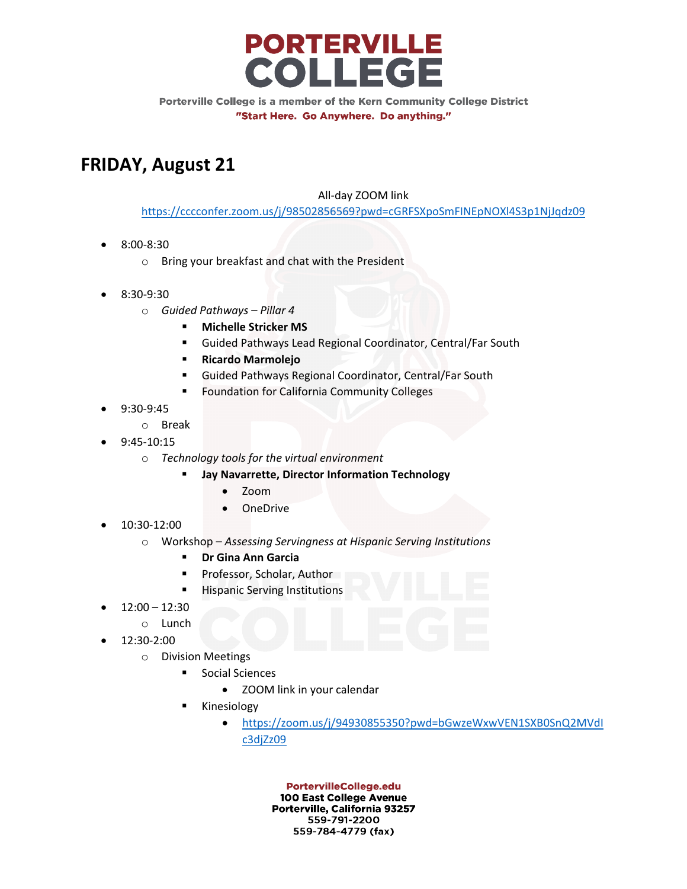# PORTERVILLE COLLEGE

Porterville College is a member of the Kern Community College District

"Start Here. Go Anywhere. Do anything."

## FRIDAY, August 21

All-day ZOOM link

https://cccconfer.zoom.us/j/98502856569?pwd=cGRFSXpoSmFINEpNOXl4S3p1NjJqdz09

- 8:00-8:30
  - Bring your breakfast and chat with the President
- 8:30-9:30
  - *Guided Pathways – Pillar 4*
    - **Michelle Stricker MS**
    - Guided Pathways Lead Regional Coordinator, Central/Far South
    - **Ricardo Marmolejo**
    - Guided Pathways Regional Coordinator, Central/Far South
    - Foundation for California Community Colleges
- 9:30-9:45
  - Break
- 9:45-10:15
  - *Technology tools for the virtual environment*
    - **Jay Navarrette, Director Information Technology**
      - Zoom
      - OneDrive
- 10:30-12:00
  - Workshop – *Assessing Servingness at Hispanic Serving Institutions*
    - **Dr Gina Ann Garcia**
    - Professor, Scholar, Author
    - Hispanic Serving Institutions
- 12:00 – 12:30
  - Lunch
- 12:30-2:00
  - Division Meetings
    - Social Sciences
      - ZOOM link in your calendar
    - Kinesiology
      - https://zoom.us/j/94930855350?pwd=bGwzeWxwVEN1SXB0SnQ2MVdIc3djZz09

PortervilleCollege.edu
100 East College Avenue
Porterville, California 93257
559-791-2200
559-784-4779 (fax)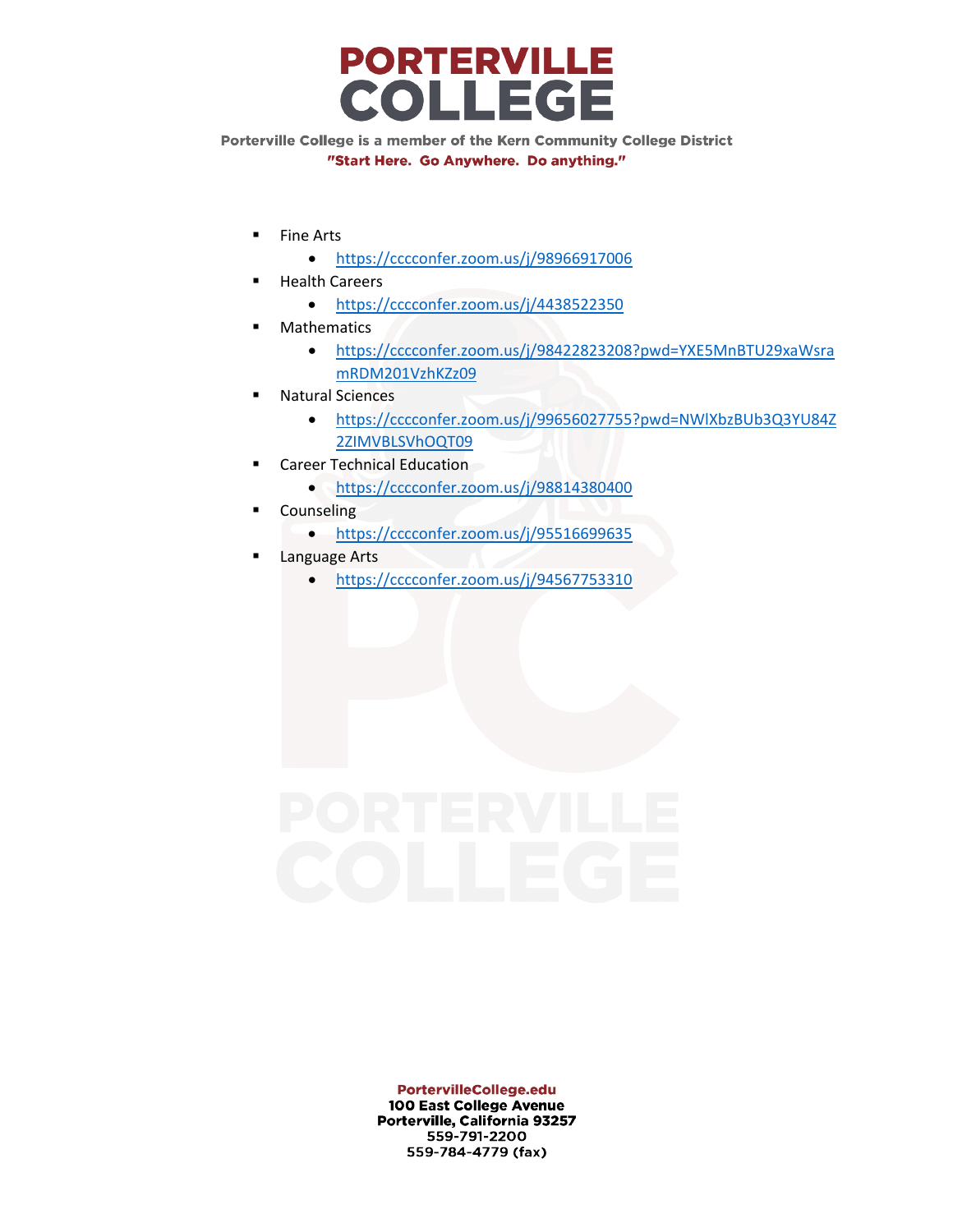- Fine Arts
  - https://cccconfer.zoom.us/j/98966917006
- Health Careers
  - https://cccconfer.zoom.us/j/4438522350
- Mathematics
  - https://cccconfer.zoom.us/j/98422823208?pwd=YXE5MnBTU29xaWsramRDM201VzhKZz09
- Natural Sciences
  - https://cccconfer.zoom.us/j/99656027755?pwd=NWlXbzBUb3Q3YU84Z2ZIMVBLSVhOQT09
- Career Technical Education
  - https://cccconfer.zoom.us/j/98814380400
- Counseling
  - https://cccconfer.zoom.us/j/95516699635
- Language Arts
  - https://cccconfer.zoom.us/j/94567753310